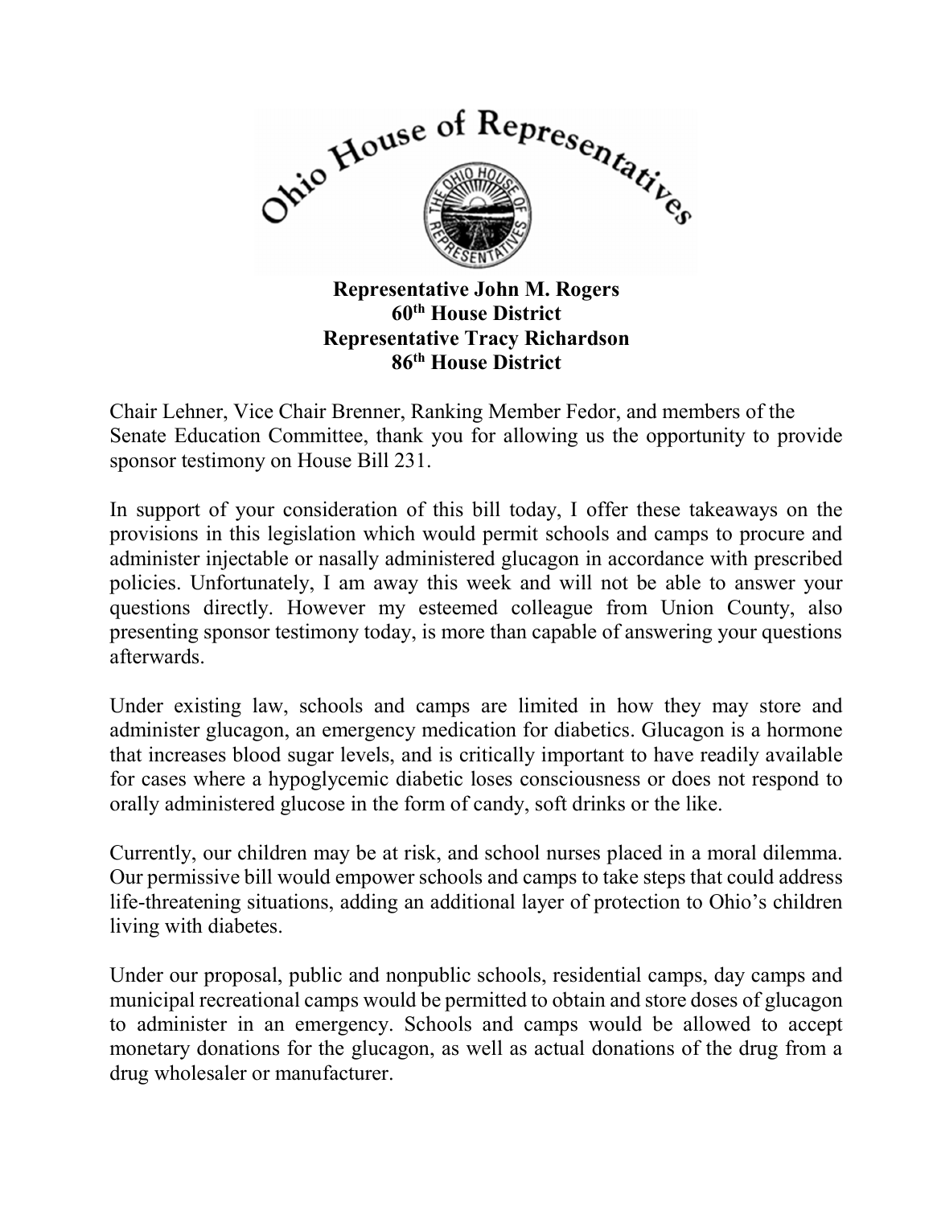**Ohio House of Representatives**

**Representative John M. Rogers**
**60th House District**
**Representative Tracy Richardson**
**86th House District**

Chair Lehner, Vice Chair Brenner, Ranking Member Fedor, and members of the Senate Education Committee, thank you for allowing us the opportunity to provide sponsor testimony on House Bill 231.

In support of your consideration of this bill today, I offer these takeaways on the provisions in this legislation which would permit schools and camps to procure and administer injectable or nasally administered glucagon in accordance with prescribed policies. Unfortunately, I am away this week and will not be able to answer your questions directly. However my esteemed colleague from Union County, also presenting sponsor testimony today, is more than capable of answering your questions afterwards.

Under existing law, schools and camps are limited in how they may store and administer glucagon, an emergency medication for diabetics. Glucagon is a hormone that increases blood sugar levels, and is critically important to have readily available for cases where a hypoglycemic diabetic loses consciousness or does not respond to orally administered glucose in the form of candy, soft drinks or the like.

Currently, our children may be at risk, and school nurses placed in a moral dilemma. Our permissive bill would empower schools and camps to take steps that could address life-threatening situations, adding an additional layer of protection to Ohio's children living with diabetes.

Under our proposal, public and nonpublic schools, residential camps, day camps and municipal recreational camps would be permitted to obtain and store doses of glucagon to administer in an emergency. Schools and camps would be allowed to accept monetary donations for the glucagon, as well as actual donations of the drug from a drug wholesaler or manufacturer.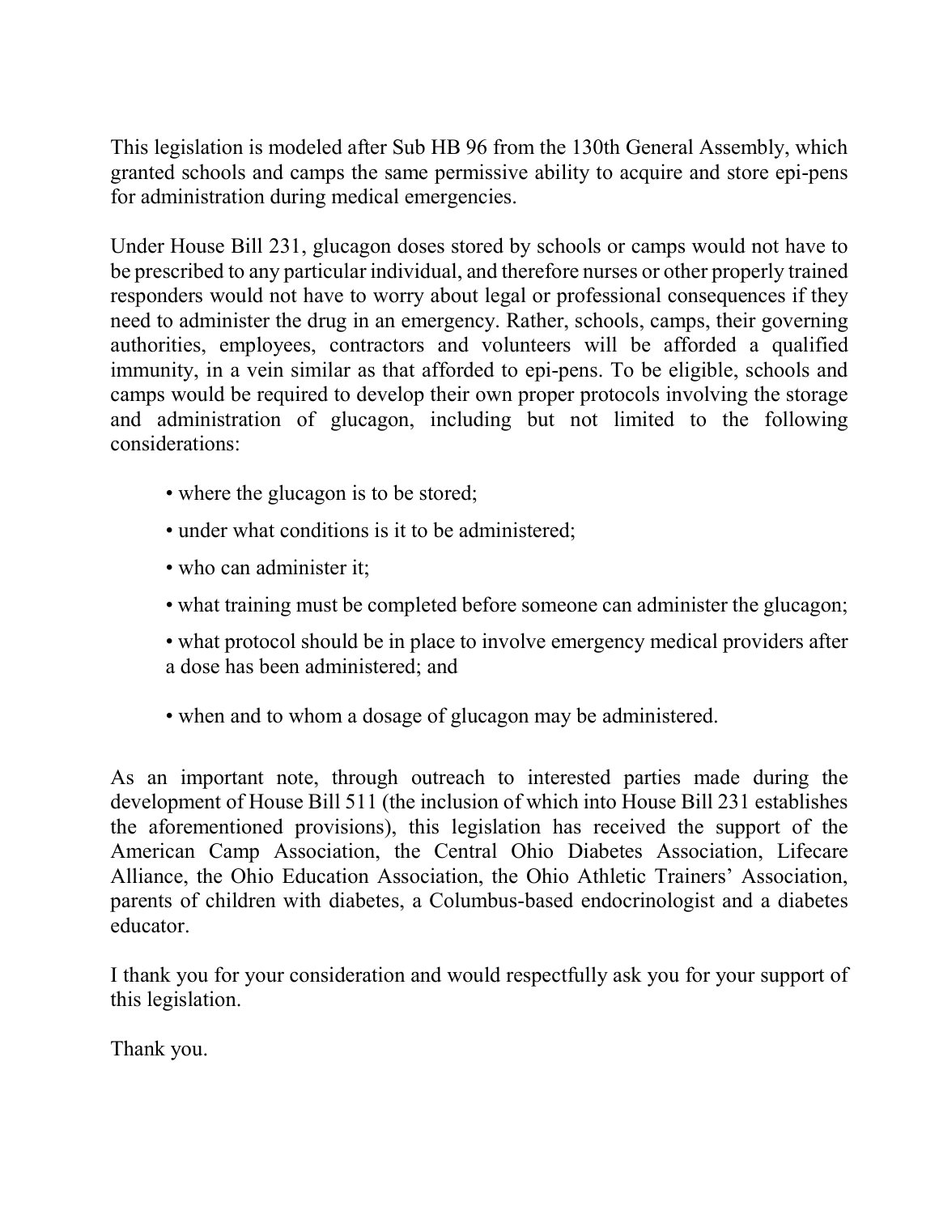This legislation is modeled after Sub HB 96 from the 130th General Assembly, which granted schools and camps the same permissive ability to acquire and store epi-pens for administration during medical emergencies.

Under House Bill 231, glucagon doses stored by schools or camps would not have to be prescribed to any particular individual, and therefore nurses or other properly trained responders would not have to worry about legal or professional consequences if they need to administer the drug in an emergency. Rather, schools, camps, their governing authorities, employees, contractors and volunteers will be afforded a qualified immunity, in a vein similar as that afforded to epi-pens. To be eligible, schools and camps would be required to develop their own proper protocols involving the storage and administration of glucagon, including but not limited to the following considerations:

- where the glucagon is to be stored;
- under what conditions is it to be administered;
- who can administer it;
- what training must be completed before someone can administer the glucagon;
- what protocol should be in place to involve emergency medical providers after a dose has been administered; and
- when and to whom a dosage of glucagon may be administered.

As an important note, through outreach to interested parties made during the development of House Bill 511 (the inclusion of which into House Bill 231 establishes the aforementioned provisions), this legislation has received the support of the American Camp Association, the Central Ohio Diabetes Association, Lifecare Alliance, the Ohio Education Association, the Ohio Athletic Trainers' Association, parents of children with diabetes, a Columbus-based endocrinologist and a diabetes educator.

I thank you for your consideration and would respectfully ask you for your support of this legislation.

Thank you.